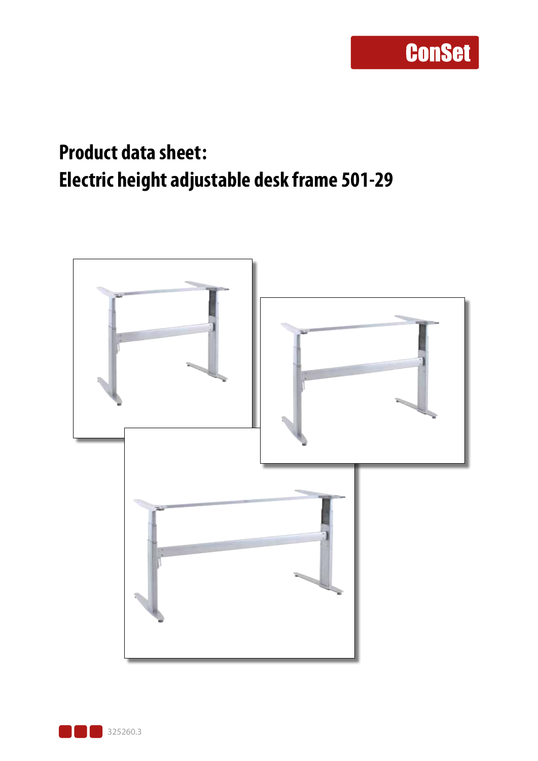ConSet

# Product data sheet:
# Electric height adjustable desk frame 501-29

325260.3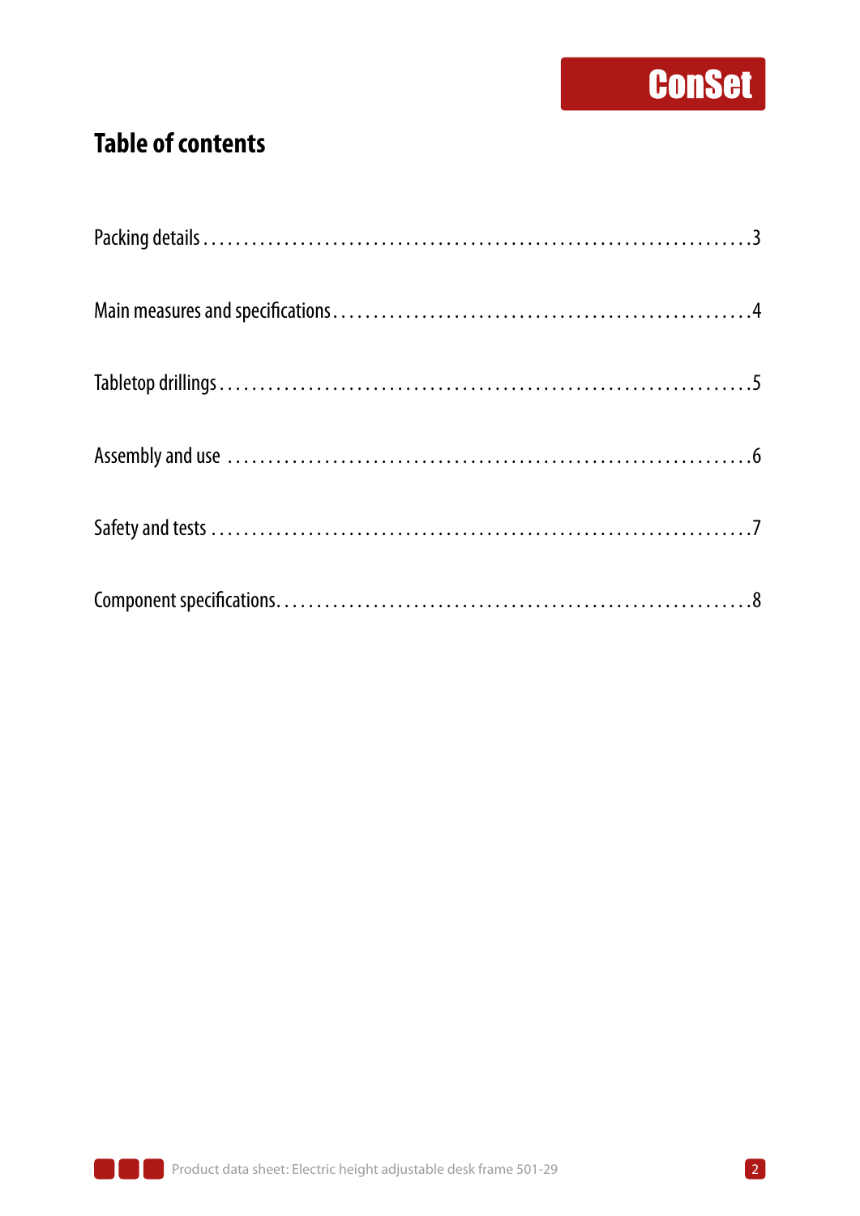# Table of contents

Packing details.....3

Main measures and specifications.....4

Tabletop drillings.....5

Assembly and use.....6

Safety and tests.....7

Component specifications.....8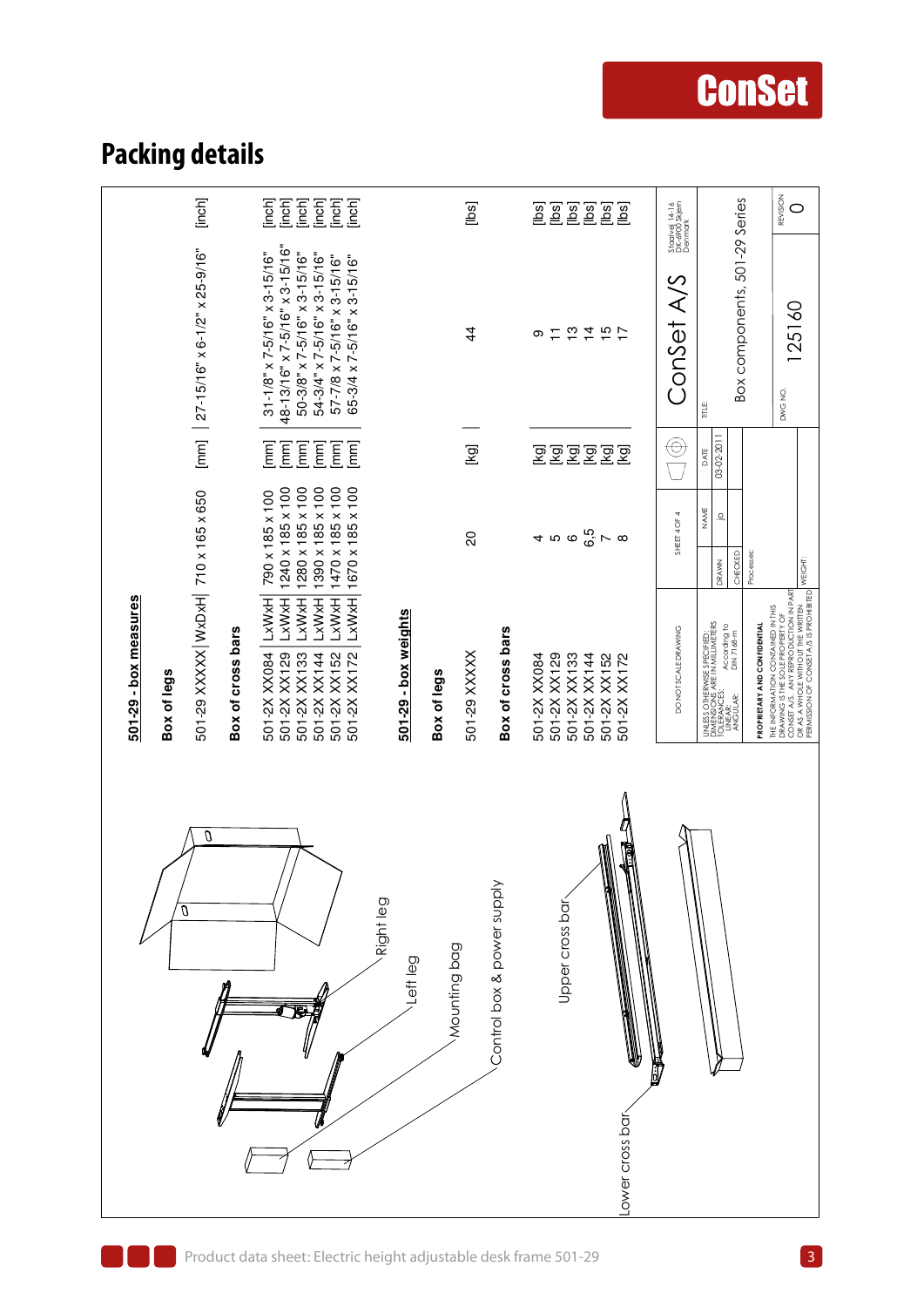# Packing details

## 501-29 - box measures

**Box of legs**

| | | | | | |
|---|---|---|---|---|---|
| 501-29 XXXXX | WxDxH | 710 x 165 x 650 | [mm] | 27-15/16" x 6-1/2" x 25-9/16" | [inch] |

**Box of cross bars**

| | | | | | |
|---|---|---|---|---|---|
| 501-2X XX084 | LxWxH | 790 x 185 x 100 | [mm] | 31-1/8" x 7-5/16" x 3-15/16" | [inch] |
| 501-2X XX129 | LxWxH | 1240 x 185 x 100 | [mm] | 48-13/16" x 7-5/16" x 3-15/16" | [inch] |
| 501-2X XX133 | LxWxH | 1280 x 185 x 100 | [mm] | 50-3/8" x 7-5/16" x 3-15/16" | [inch] |
| 501-2X XX144 | LxWxH | 1390 x 185 x 100 | [mm] | 54-3/4" x 7-5/16" x 3-15/16" | [inch] |
| 501-2X XX152 | LxWxH | 1470 x 185 x 100 | [mm] | 57-7/8 x 7-5/16" x 3-15/16" | [inch] |
| 501-2X XX172 | LxWxH | 1670 x 185 x 100 | [mm] | 65-3/4 x 7-5/16" x 3-15/16" | [inch] |

## 501-29 - box weights

**Box of legs**

| | | | | |
|---|---|---|---|---|
| 501-29 XXXXX | 20 | [kg] | 44 | [lbs] |

**Box of cross bars**

| | | | | |
|---|---|---|---|---|
| 501-2X XX084 | 4 | [kg] | 9 | [lbs] |
| 501-2X XX129 | 5 | [kg] | 11 | [lbs] |
| 501-2X XX133 | 6 | [kg] | 13 | [lbs] |
| 501-2X XX144 | 6,5 | [kg] | 14 | [lbs] |
| 501-2X XX152 | 7 | [kg] | 15 | [lbs] |
| 501-2X XX172 | 8 | [kg] | 17 | [lbs] |

Right leg

Left leg

Mounting bag

Control box & power supply

Upper cross bar

Lower cross bar

DO NOT SCALE DRAWING

SHEET 4 OF 4

UNLESS OTHERWISE SPECIFIED: DIMENSIONS ARE IN MILLIMETERS
TOLERANCES: LINEAR: ANGULAR: According to DIN 7168-m

| | NAME | DATE |
|---|---|---|
| DRAWN | jo | 03-02-2011 |
| CHECKED | | |

Processes:

WEIGHT:

PROPRIETARY AND CONFIDENTIAL

THE INFORMATION CONTAINED IN THIS DRAWING IS THE SOLE PROPERTY OF CONSET A/S. ANY REPRODUCTION IN PART OR AS A WHOLE WITHOUT THE WRITTEN PERMISSION OF CONSET A/S IS PROHIBITED

ConSet A/S

Strøbjerg 14-16, DK-6900 Skjern, Denmark

TITLE: Box components, 501-29 Series

DWG NO. 125160

REVISION 0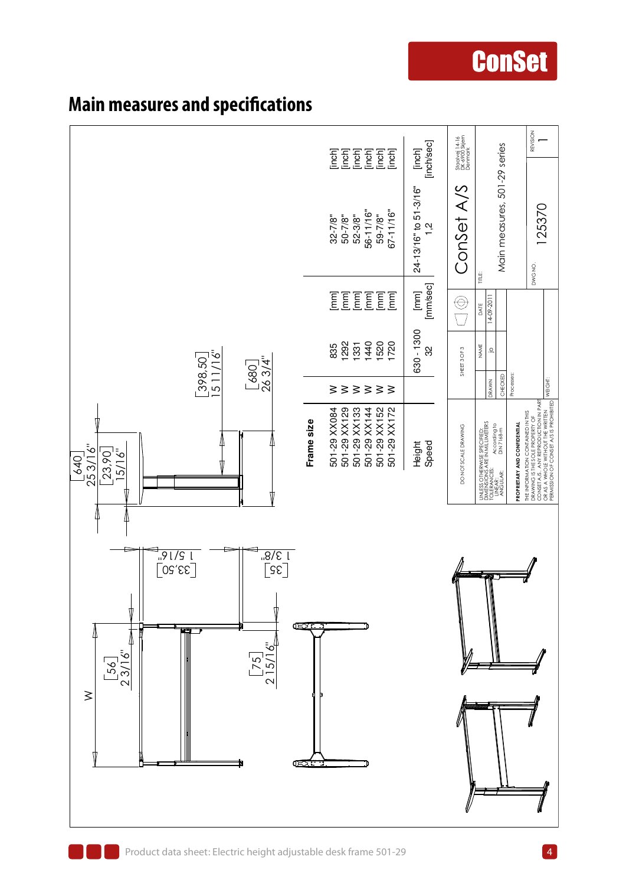# Main measures and specifications

| Frame size | | | | |
|---|---|---|---|---|
| 501-29 XX084 | W | 835 [mm] | 32-7/8" | [inch] |
| 501-29 XX129 | W | 1292 [mm] | 50-7/8" | [inch] |
| 501-29 XX133 | W | 1331 [mm] | 52-3/8" | [inch] |
| 501-29 XX144 | W | 1440 [mm] | 56-11/16" | [inch] |
| 501-29 XX152 | W | 1520 [mm] | 59-7/8" | [inch] |
| 501-29 XX172 | W | 1720 [mm] | 67-11/16" | [inch] |
| Height | | 630 - 1300 [mm] | 24-13/16" to 51-3/16" | [inch] |
| Speed | | 32 [mm/sec] | 1,2 | [inch/sec] |

Dimensions: W; [56] 2 3/16"; [75] 2 15/16"; [33,50] 1 5/16"; [35] 1 3/8"; [640] 25 3/16"; [23,90] 15/16"; [398,50] 15 11/16"; [680] 26 3/4"

ConSet A/S, Stadivej 14-16, DK 6900 Skjern, Denmark

TITLE: Main measures, 501-29 series

DWG NO. 125370 — REVISION 1

SHEET 3 OF 3 — DRAWN: NAME jo, DATE 14-09-2011 — CHECKED — Processes: — WEIGHT:

DO NOT SCALE DRAWING

UNLESS OTHERWISE SPECIFIED: DIMENSIONS ARE IN MILLIMETERS. TOLERANCES: LINEAR: According to ANGULAR: DIN 7168-m

PROPRIETARY AND CONFIDENTIAL: THE INFORMATION CONTAINED IN THIS DRAWING IS THE SOLE PROPERTY OF CONSET A/S. ANY REPRODUCTION IN PART OR AS A WHOLE WITHOUT THE WRITTEN PERMISSION OF CONSET A/S IS PROHIBITED.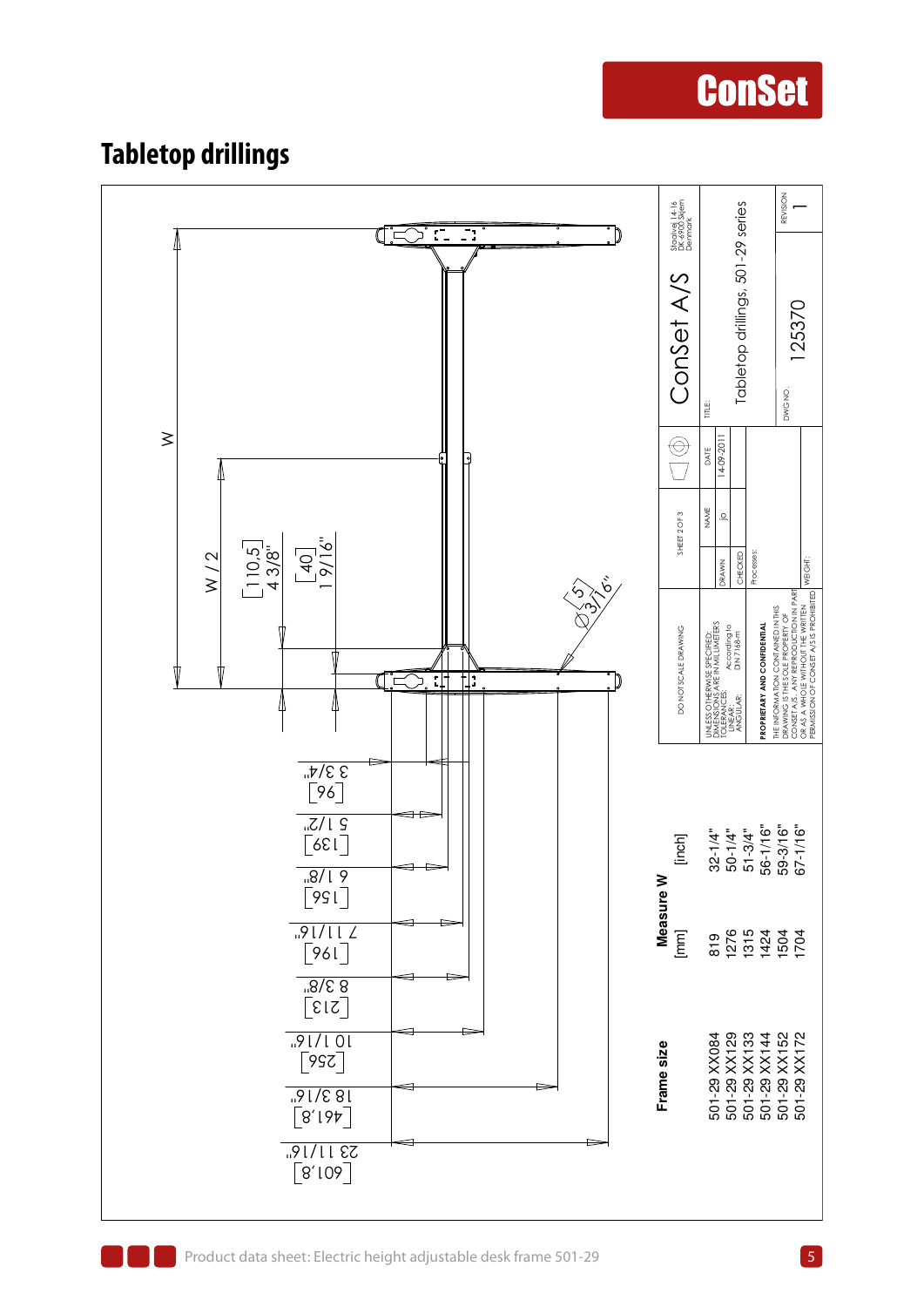## Tableotop drillings

W

W / 2

[110,5] 4 3/8"

[40] 1 9/16"

[5] Ø3/16"

[96] 3 3/4"

[139] 5 1/2"

[156] 6 1/8"

[196] 7 11/16"

[213] 8 3/8"

[256] 10 1/16"

[461,8] 18 3/16"

[601,8] 23 11/16"

| Frame size | Measure W [mm] | [inch] |
|---|---|---|
| 501-29 XX084 | 819 | 32-1/4" |
| 501-29 XX129 | 1276 | 50-1/4" |
| 501-29 XX133 | 1315 | 51-3/4" |
| 501-29 XX144 | 1424 | 56-1/16" |
| 501-29 XX152 | 1504 | 59-3/16" |
| 501-29 XX172 | 1704 | 67-1/16" |

DO NOT SCALE DRAWING

UNLESS OTHERWISE SPECIFIED: DIMENSIONS ARE IN MILLIMETERS TOLERANCES: LINEAR: ANGULAR: According to DIN 7168-m

PROPRIETARY AND CONFIDENTIAL

THE INFORMATION CONTAINED IN THIS DRAWING IS THE SOLE PROPERTY OF CONSET A/S. ANY REPRODUCTION IN PART OR AS A WHOLE WITHOUT THE WRITTEN PERMISSION OF CONSET A/S IS PROHIBITED

SHEET 2 OF 3

| | NAME | DATE |
|---|---|---|
| DRAWN | jo | 14-09-2011 |
| CHECKED | | |

Processes:

WEIGHT:

ConSet A/S

Stadevej 14-16 DK-6900 Skjern Denmark

TITLE: Tabletop drillings, 501-29 series

DWG NO. 125370

REVISION 1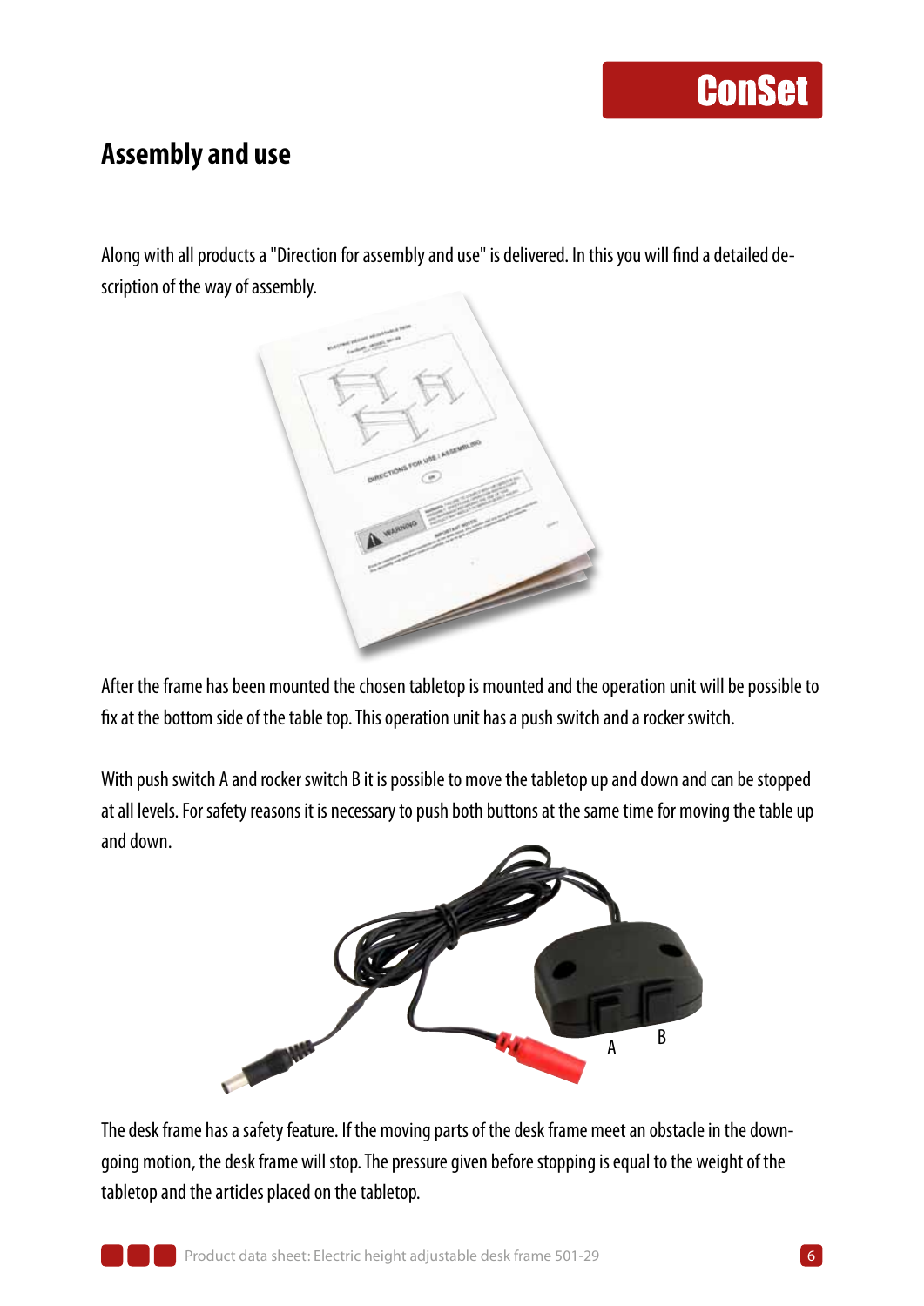## Assembly and use

Along with all products a "Direction for assembly and use" is delivered. In this you will find a detailed description of the way of assembly.

After the frame has been mounted the chosen tabletop is mounted and the operation unit will be possible to fix at the bottom side of the table top. This operation unit has a push switch and a rocker switch.

With push switch A and rocker switch B it is possible to move the tabletop up and down and can be stopped at all levels. For safety reasons it is necessary to push both buttons at the same time for moving the table up and down.

The desk frame has a safety feature. If the moving parts of the desk frame meet an obstacle in the downgoing motion, the desk frame will stop. The pressure given before stopping is equal to the weight of the tabletop and the articles placed on the tabletop.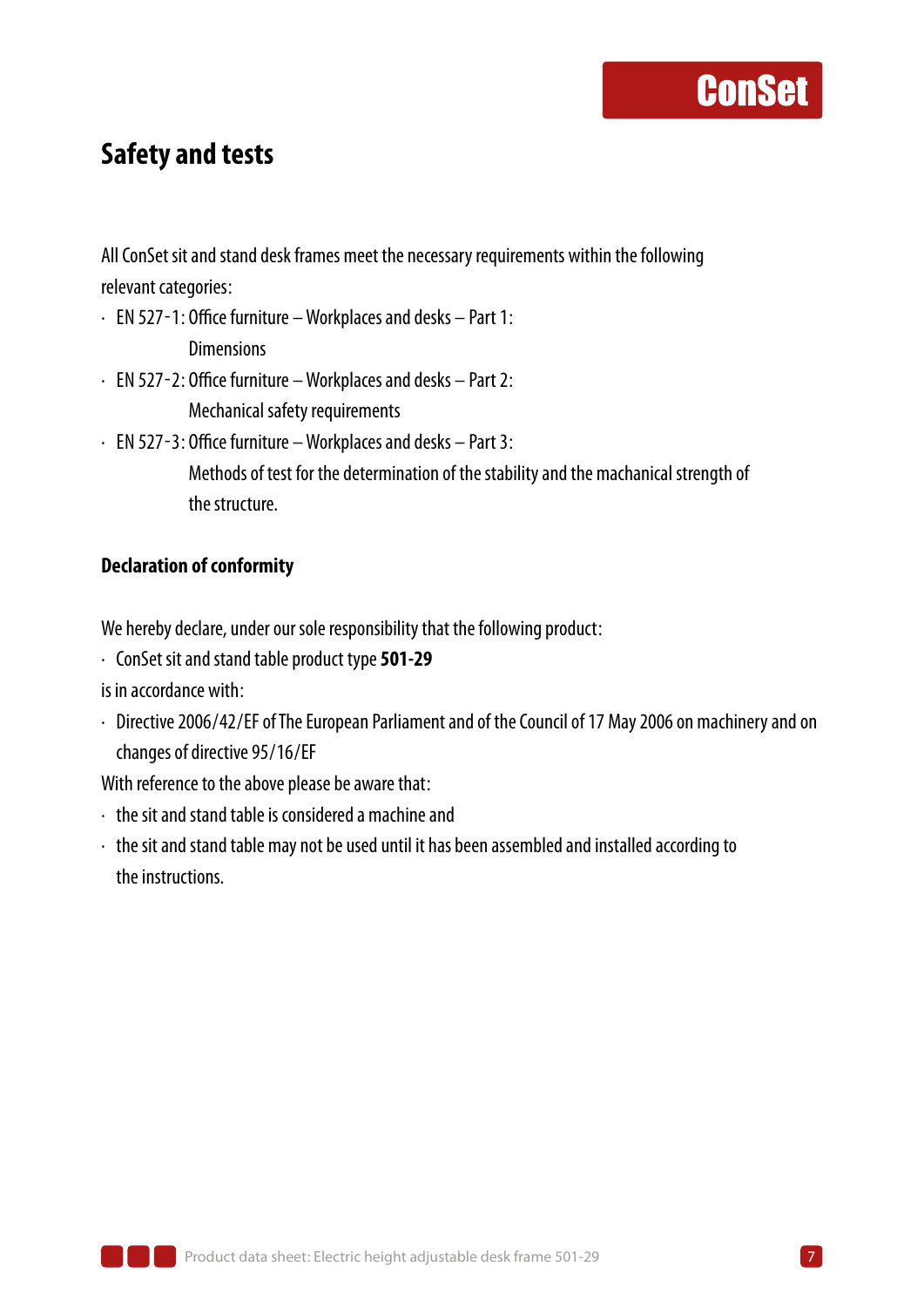# Safety and tests

All ConSet sit and stand desk frames meet the necessary requirements within the following relevant categories:

- EN 527-1: Office furniture – Workplaces and desks – Part 1:
  Dimensions
- EN 527-2: Office furniture – Workplaces and desks – Part 2:
  Mechanical safety requirements
- EN 527-3: Office furniture – Workplaces and desks – Part 3:
  Methods of test for the determination of the stability and the machanical strength of the structure.

### Declaration of conformity

We hereby declare, under our sole responsibility that the following product:

- ConSet sit and stand table product type **501-29**

is in accordance with:

- Directive 2006/42/EF of The European Parliament and of the Council of 17 May 2006 on machinery and on changes of directive 95/16/EF

With reference to the above please be aware that:

- the sit and stand table is considered a machine and
- the sit and stand table may not be used until it has been assembled and installed according to the instructions.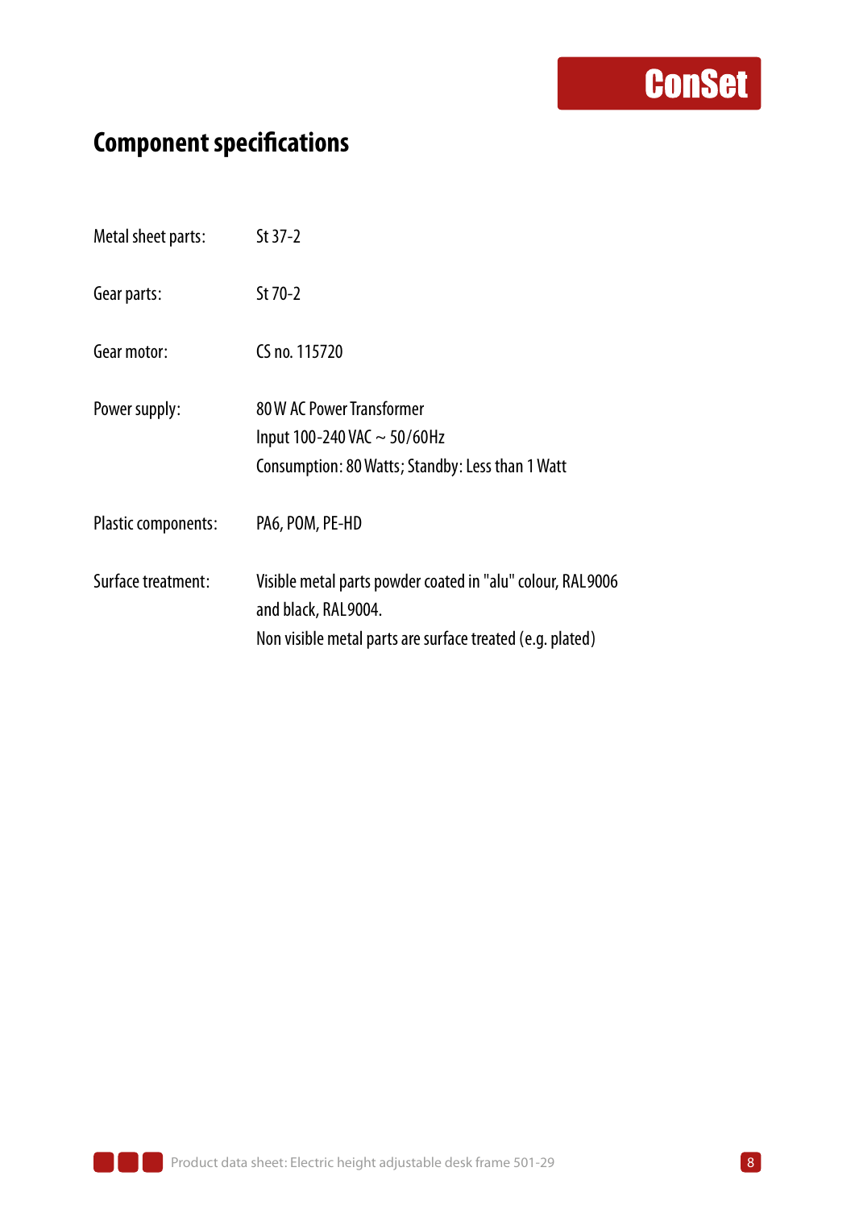# Component specifications

| | |
|---|---|
| Metal sheet parts: | St 37-2 |
| Gear parts: | St 70-2 |
| Gear motor: | CS no. 115720 |
| Power supply: | 80 W AC Power Transformer<br>Input 100-240 VAC ~ 50/60Hz<br>Consumption: 80 Watts; Standby: Less than 1 Watt |
| Plastic components: | PA6, POM, PE-HD |
| Surface treatment: | Visible metal parts powder coated in "alu" colour, RAL 9006 and black, RAL 9004.<br>Non visible metal parts are surface treated (e.g. plated) |